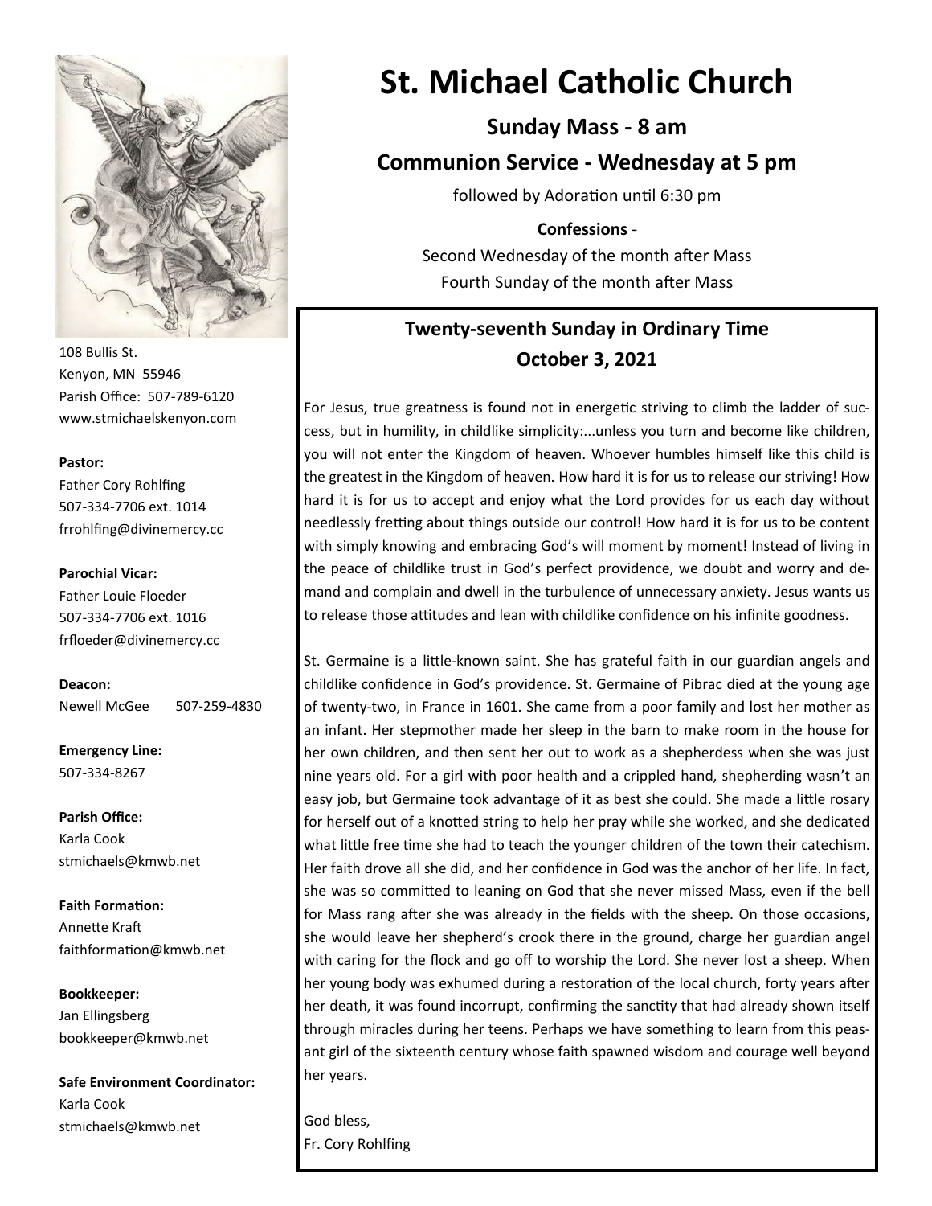# St. Michael Catholic Church

**Sunday Mass - 8 am**

**Communion Service - Wednesday at 5 pm**

followed by Adoration until 6:30 pm

**Confessions** -

Second Wednesday of the month after Mass

Fourth Sunday of the month after Mass

108 Bullis St.
Kenyon, MN 55946
Parish Office: 507-789-6120
www.stmichaelskenyon.com

**Pastor:**
Father Cory Rohlfing
507-334-7706 ext. 1014
frrohlfing@divinemercy.cc

**Parochial Vicar:**
Father Louie Floeder
507-334-7706 ext. 1016
frfloeder@divinemercy.cc

**Deacon:**
Newell McGee 507-259-4830

**Emergency Line:**
507-334-8267

**Parish Office:**
Karla Cook
stmichaels@kmwb.net

**Faith Formation:**
Annette Kraft
faithformation@kmwb.net

**Bookkeeper:**
Jan Ellingsberg
bookkeeper@kmwb.net

**Safe Environment Coordinator:**
Karla Cook
stmichaels@kmwb.net

## Twenty-seventh Sunday in Ordinary Time
## October 3, 2021

For Jesus, true greatness is found not in energetic striving to climb the ladder of success, but in humility, in childlike simplicity:...unless you turn and become like children, you will not enter the Kingdom of heaven. Whoever humbles himself like this child is the greatest in the Kingdom of heaven. How hard it is for us to release our striving! How hard it is for us to accept and enjoy what the Lord provides for us each day without needlessly fretting about things outside our control! How hard it is for us to be content with simply knowing and embracing God's will moment by moment! Instead of living in the peace of childlike trust in God's perfect providence, we doubt and worry and demand and complain and dwell in the turbulence of unnecessary anxiety. Jesus wants us to release those attitudes and lean with childlike confidence on his infinite goodness.

St. Germaine is a little-known saint. She has grateful faith in our guardian angels and childlike confidence in God's providence. St. Germaine of Pibrac died at the young age of twenty-two, in France in 1601. She came from a poor family and lost her mother as an infant. Her stepmother made her sleep in the barn to make room in the house for her own children, and then sent her out to work as a shepherdess when she was just nine years old. For a girl with poor health and a crippled hand, shepherding wasn't an easy job, but Germaine took advantage of it as best she could. She made a little rosary for herself out of a knotted string to help her pray while she worked, and she dedicated what little free time she had to teach the younger children of the town their catechism. Her faith drove all she did, and her confidence in God was the anchor of her life. In fact, she was so committed to leaning on God that she never missed Mass, even if the bell for Mass rang after she was already in the fields with the sheep. On those occasions, she would leave her shepherd's crook there in the ground, charge her guardian angel with caring for the flock and go off to worship the Lord. She never lost a sheep. When her young body was exhumed during a restoration of the local church, forty years after her death, it was found incorrupt, confirming the sanctity that had already shown itself through miracles during her teens. Perhaps we have something to learn from this peasant girl of the sixteenth century whose faith spawned wisdom and courage well beyond her years.

God bless,
Fr. Cory Rohlfing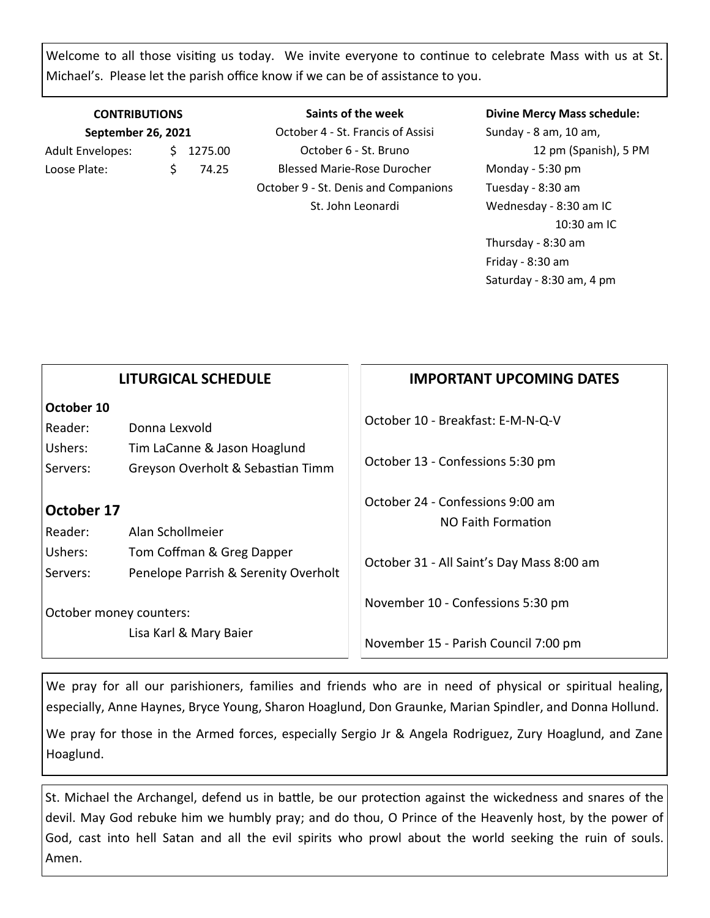Welcome to all those visiting us today. We invite everyone to continue to celebrate Mass with us at St. Michael's. Please let the parish office know if we can be of assistance to you.

**CONTRIBUTIONS**
**September 26, 2021**

| | |
|---|---|
| Adult Envelopes: | $ 1275.00 |
| Loose Plate: | $ 74.25 |

**Saints of the week**

October 4 - St. Francis of Assisi
October 6 - St. Bruno
Blessed Marie-Rose Durocher
October 9 - St. Denis and Companions
St. John Leonardi

**Divine Mercy Mass schedule:**

Sunday - 8 am, 10 am,
12 pm (Spanish), 5 PM
Monday - 5:30 pm
Tuesday - 8:30 am
Wednesday - 8:30 am IC
10:30 am IC
Thursday - 8:30 am
Friday - 8:30 am
Saturday - 8:30 am, 4 pm

## LITURGICAL SCHEDULE

**October 10**

| | |
|---|---|
| Reader: | Donna Lexvold |
| Ushers: | Tim LaCanne & Jason Hoaglund |
| Servers: | Greyson Overholt & Sebastian Timm |

**October 17**

| | |
|---|---|
| Reader: | Alan Schollmeier |
| Ushers: | Tom Coffman & Greg Dapper |
| Servers: | Penelope Parrish & Serenity Overholt |

October money counters:
Lisa Karl & Mary Baier

## IMPORTANT UPCOMING DATES

October 10 - Breakfast: E-M-N-Q-V

October 13 - Confessions 5:30 pm

October 24 - Confessions 9:00 am
NO Faith Formation

October 31 - All Saint's Day Mass 8:00 am

November 10 - Confessions 5:30 pm

November 15 - Parish Council 7:00 pm

We pray for all our parishioners, families and friends who are in need of physical or spiritual healing, especially, Anne Haynes, Bryce Young, Sharon Hoaglund, Don Graunke, Marian Spindler, and Donna Hollund.

We pray for those in the Armed forces, especially Sergio Jr & Angela Rodriguez, Zury Hoaglund, and Zane Hoaglund.

St. Michael the Archangel, defend us in battle, be our protection against the wickedness and snares of the devil. May God rebuke him we humbly pray; and do thou, O Prince of the Heavenly host, by the power of God, cast into hell Satan and all the evil spirits who prowl about the world seeking the ruin of souls. Amen.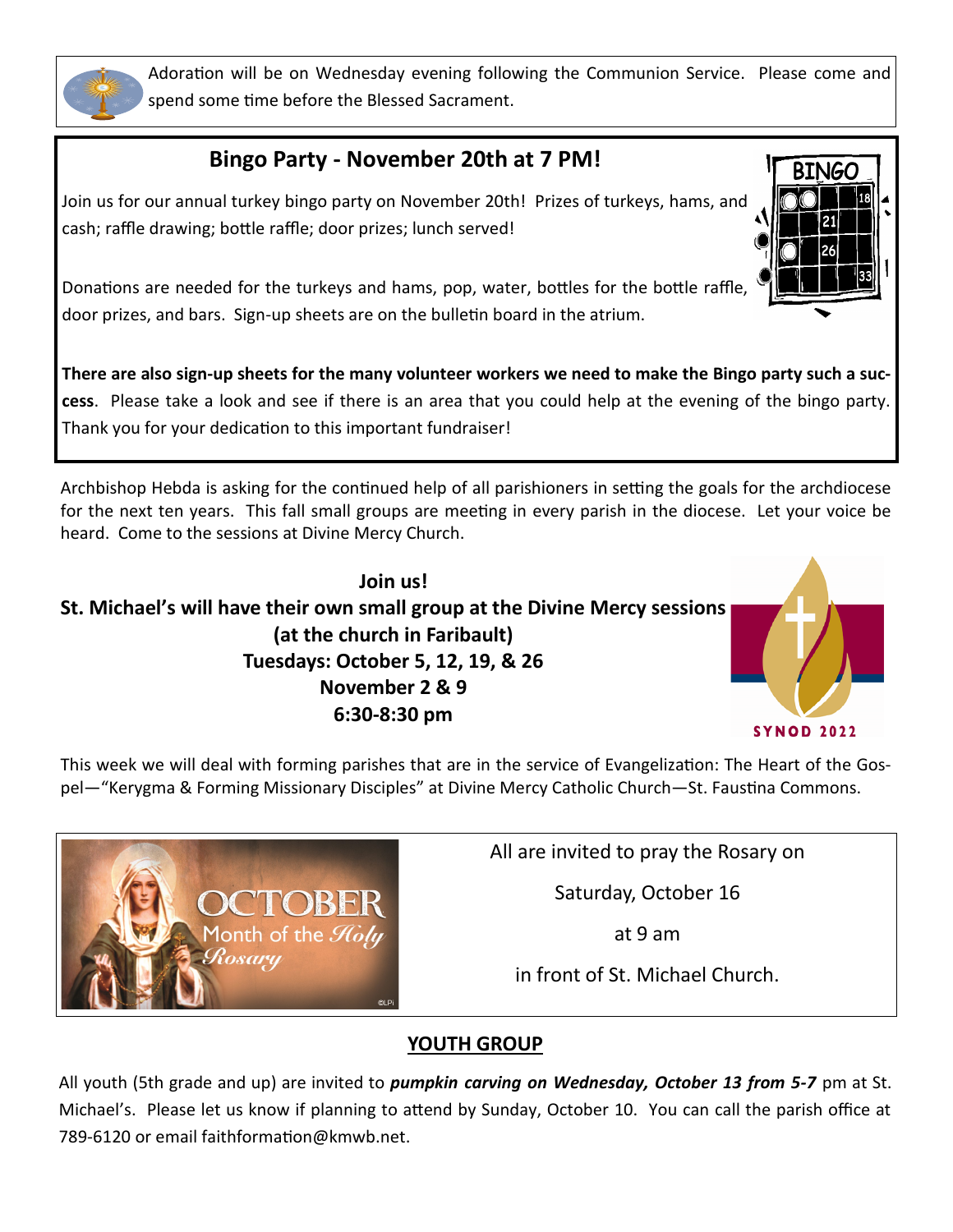Adoration will be on Wednesday evening following the Communion Service. Please come and spend some time before the Blessed Sacrament.

## Bingo Party - November 20th at 7 PM!

Join us for our annual turkey bingo party on November 20th! Prizes of turkeys, hams, and cash; raffle drawing; bottle raffle; door prizes; lunch served!

Donations are needed for the turkeys and hams, pop, water, bottles for the bottle raffle, door prizes, and bars. Sign-up sheets are on the bulletin board in the atrium.

**There are also sign-up sheets for the many volunteer workers we need to make the Bingo party such a success**. Please take a look and see if there is an area that you could help at the evening of the bingo party. Thank you for your dedication to this important fundraiser!

Archbishop Hebda is asking for the continued help of all parishioners in setting the goals for the archdiocese for the next ten years. This fall small groups are meeting in every parish in the diocese. Let your voice be heard. Come to the sessions at Divine Mercy Church.

**Join us!**
**St. Michael's will have their own small group at the Divine Mercy sessions**
**(at the church in Faribault)**
**Tuesdays: October 5, 12, 19, & 26**
**November 2 & 9**
**6:30-8:30 pm**

This week we will deal with forming parishes that are in the service of Evangelization: The Heart of the Gospel—"Kerygma & Forming Missionary Disciples" at Divine Mercy Catholic Church—St. Faustina Commons.

All are invited to pray the Rosary on

Saturday, October 16

at 9 am

in front of St. Michael Church.

## YOUTH GROUP

All youth (5th grade and up) are invited to ***pumpkin carving on Wednesday, October 13 from 5-7*** pm at St. Michael's. Please let us know if planning to attend by Sunday, October 10. You can call the parish office at 789-6120 or email faithformation@kmwb.net.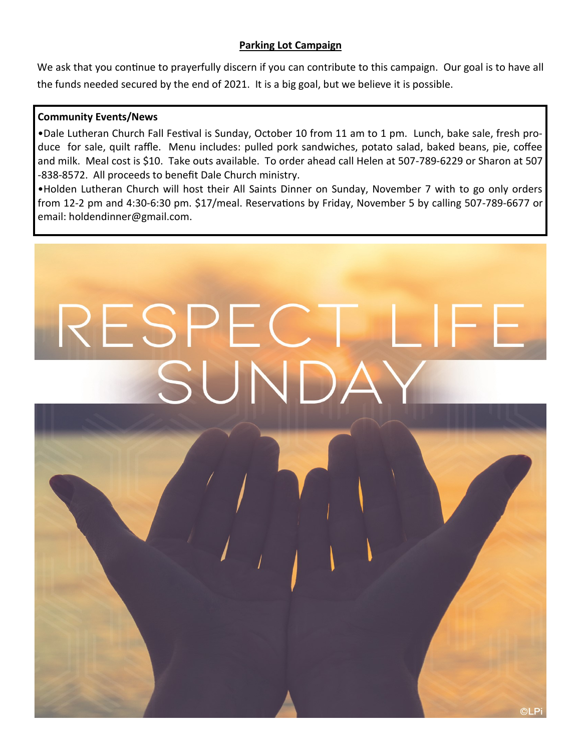**Parking Lot Campaign**

We ask that you continue to prayerfully discern if you can contribute to this campaign. Our goal is to have all the funds needed secured by the end of 2021. It is a big goal, but we believe it is possible.

**Community Events/News**

•Dale Lutheran Church Fall Festival is Sunday, October 10 from 11 am to 1 pm. Lunch, bake sale, fresh produce for sale, quilt raffle. Menu includes: pulled pork sandwiches, potato salad, baked beans, pie, coffee and milk. Meal cost is $10. Take outs available. To order ahead call Helen at 507-789-6229 or Sharon at 507-838-8572. All proceeds to benefit Dale Church ministry.

•Holden Lutheran Church will host their All Saints Dinner on Sunday, November 7 with to go only orders from 12-2 pm and 4:30-6:30 pm. $17/meal. Reservations by Friday, November 5 by calling 507-789-6677 or email: holdendinner@gmail.com.

RESPECT LIFE SUNDAY

©LPi